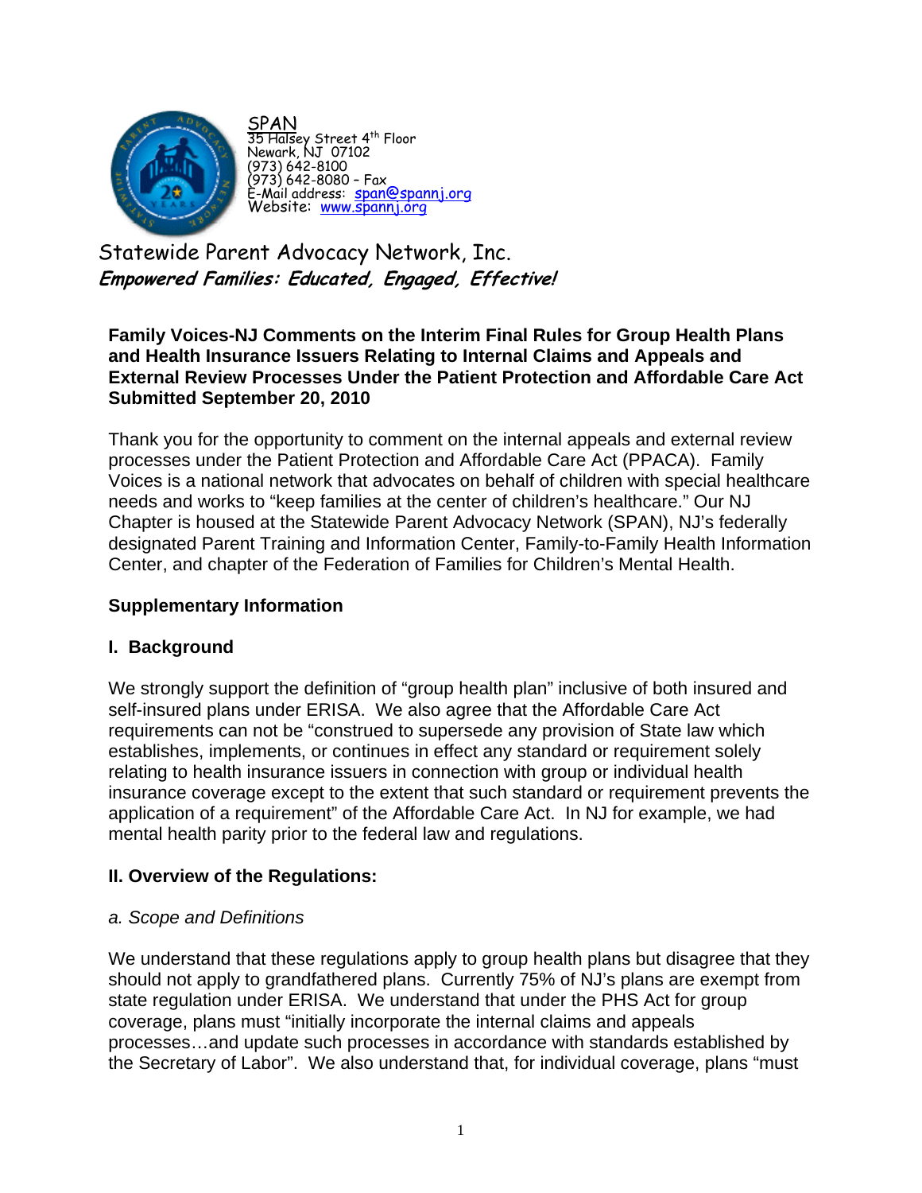SPAN
35 Halsey Street 4th Floor
Newark, NJ 07102
(973) 642-8100
(973) 642-8080 – Fax
E-Mail address: span@spannj.org
Website: www.spannj.org

Statewide Parent Advocacy Network, Inc.

***Empowered Families: Educated, Engaged, Effective!***

**Family Voices-NJ Comments on the Interim Final Rules for Group Health Plans and Health Insurance Issuers Relating to Internal Claims and Appeals and External Review Processes Under the Patient Protection and Affordable Care Act Submitted September 20, 2010**

Thank you for the opportunity to comment on the internal appeals and external review processes under the Patient Protection and Affordable Care Act (PPACA). Family Voices is a national network that advocates on behalf of children with special healthcare needs and works to "keep families at the center of children's healthcare." Our NJ Chapter is housed at the Statewide Parent Advocacy Network (SPAN), NJ's federally designated Parent Training and Information Center, Family-to-Family Health Information Center, and chapter of the Federation of Families for Children's Mental Health.

## Supplementary Information

### I. Background

We strongly support the definition of "group health plan" inclusive of both insured and self-insured plans under ERISA. We also agree that the Affordable Care Act requirements can not be "construed to supersede any provision of State law which establishes, implements, or continues in effect any standard or requirement solely relating to health insurance issuers in connection with group or individual health insurance coverage except to the extent that such standard or requirement prevents the application of a requirement" of the Affordable Care Act. In NJ for example, we had mental health parity prior to the federal law and regulations.

### II. Overview of the Regulations:

*a. Scope and Definitions*

We understand that these regulations apply to group health plans but disagree that they should not apply to grandfathered plans. Currently 75% of NJ's plans are exempt from state regulation under ERISA. We understand that under the PHS Act for group coverage, plans must "initially incorporate the internal claims and appeals processes…and update such processes in accordance with standards established by the Secretary of Labor". We also understand that, for individual coverage, plans "must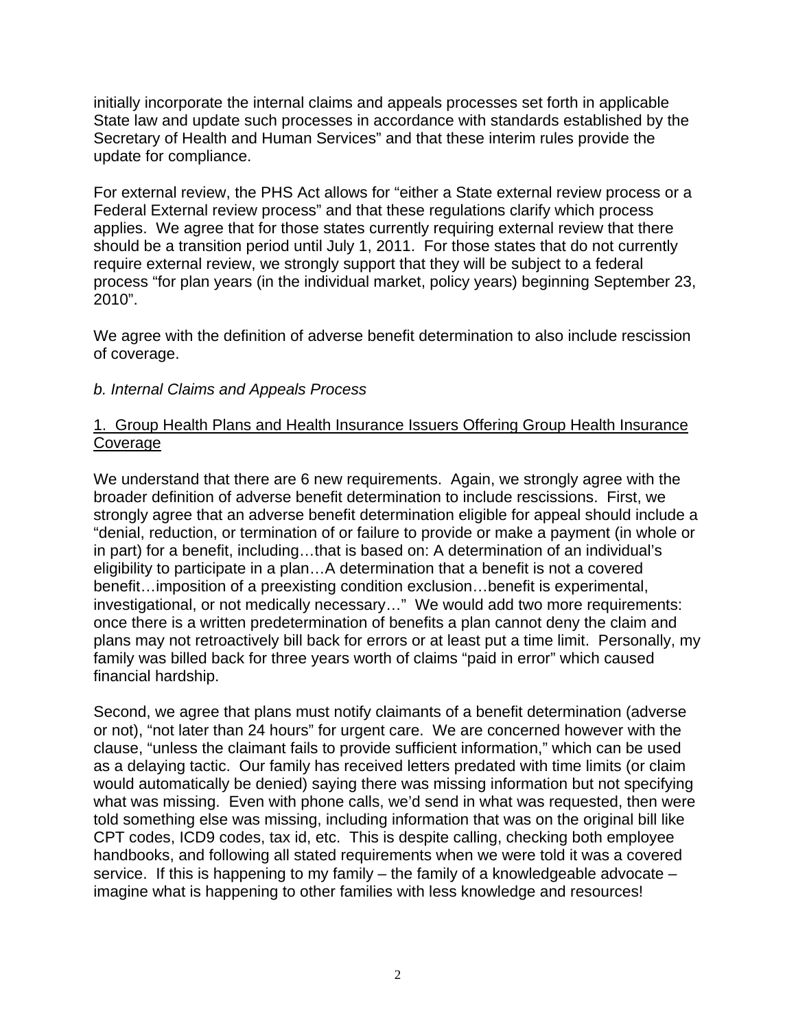initially incorporate the internal claims and appeals processes set forth in applicable State law and update such processes in accordance with standards established by the Secretary of Health and Human Services" and that these interim rules provide the update for compliance.

For external review, the PHS Act allows for "either a State external review process or a Federal External review process" and that these regulations clarify which process applies. We agree that for those states currently requiring external review that there should be a transition period until July 1, 2011. For those states that do not currently require external review, we strongly support that they will be subject to a federal process "for plan years (in the individual market, policy years) beginning September 23, 2010".

We agree with the definition of adverse benefit determination to also include rescission of coverage.

*b. Internal Claims and Appeals Process*

<u>1. Group Health Plans and Health Insurance Issuers Offering Group Health Insurance Coverage</u>

We understand that there are 6 new requirements. Again, we strongly agree with the broader definition of adverse benefit determination to include rescissions. First, we strongly agree that an adverse benefit determination eligible for appeal should include a "denial, reduction, or termination of or failure to provide or make a payment (in whole or in part) for a benefit, including…that is based on: A determination of an individual's eligibility to participate in a plan…A determination that a benefit is not a covered benefit…imposition of a preexisting condition exclusion…benefit is experimental, investigational, or not medically necessary…" We would add two more requirements: once there is a written predetermination of benefits a plan cannot deny the claim and plans may not retroactively bill back for errors or at least put a time limit. Personally, my family was billed back for three years worth of claims "paid in error" which caused financial hardship.

Second, we agree that plans must notify claimants of a benefit determination (adverse or not), "not later than 24 hours" for urgent care. We are concerned however with the clause, "unless the claimant fails to provide sufficient information," which can be used as a delaying tactic. Our family has received letters predated with time limits (or claim would automatically be denied) saying there was missing information but not specifying what was missing. Even with phone calls, we'd send in what was requested, then were told something else was missing, including information that was on the original bill like CPT codes, ICD9 codes, tax id, etc. This is despite calling, checking both employee handbooks, and following all stated requirements when we were told it was a covered service. If this is happening to my family – the family of a knowledgeable advocate – imagine what is happening to other families with less knowledge and resources!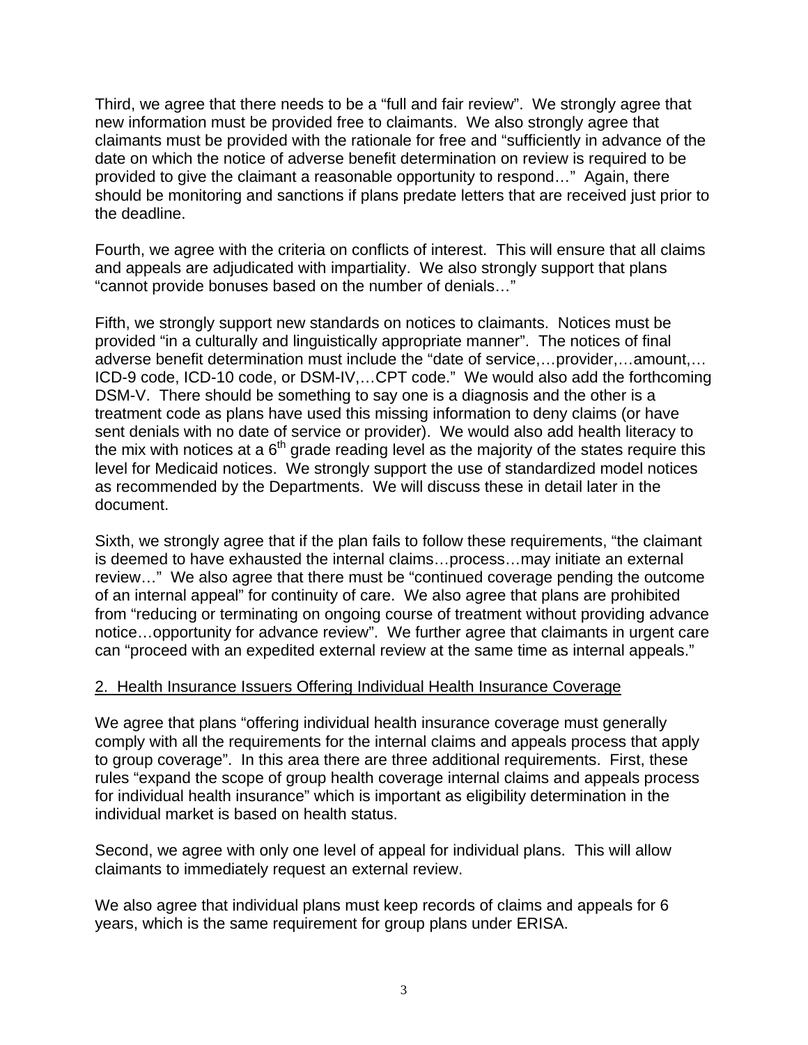Third, we agree that there needs to be a "full and fair review". We strongly agree that new information must be provided free to claimants. We also strongly agree that claimants must be provided with the rationale for free and "sufficiently in advance of the date on which the notice of adverse benefit determination on review is required to be provided to give the claimant a reasonable opportunity to respond…" Again, there should be monitoring and sanctions if plans predate letters that are received just prior to the deadline.

Fourth, we agree with the criteria on conflicts of interest. This will ensure that all claims and appeals are adjudicated with impartiality. We also strongly support that plans "cannot provide bonuses based on the number of denials…"

Fifth, we strongly support new standards on notices to claimants. Notices must be provided "in a culturally and linguistically appropriate manner". The notices of final adverse benefit determination must include the "date of service,…provider,…amount,… ICD-9 code, ICD-10 code, or DSM-IV,…CPT code." We would also add the forthcoming DSM-V. There should be something to say one is a diagnosis and the other is a treatment code as plans have used this missing information to deny claims (or have sent denials with no date of service or provider). We would also add health literacy to the mix with notices at a 6th grade reading level as the majority of the states require this level for Medicaid notices. We strongly support the use of standardized model notices as recommended by the Departments. We will discuss these in detail later in the document.

Sixth, we strongly agree that if the plan fails to follow these requirements, "the claimant is deemed to have exhausted the internal claims…process…may initiate an external review…" We also agree that there must be "continued coverage pending the outcome of an internal appeal" for continuity of care. We also agree that plans are prohibited from "reducing or terminating on ongoing course of treatment without providing advance notice…opportunity for advance review". We further agree that claimants in urgent care can "proceed with an expedited external review at the same time as internal appeals."

2. Health Insurance Issuers Offering Individual Health Insurance Coverage

We agree that plans "offering individual health insurance coverage must generally comply with all the requirements for the internal claims and appeals process that apply to group coverage". In this area there are three additional requirements. First, these rules "expand the scope of group health coverage internal claims and appeals process for individual health insurance" which is important as eligibility determination in the individual market is based on health status.

Second, we agree with only one level of appeal for individual plans. This will allow claimants to immediately request an external review.

We also agree that individual plans must keep records of claims and appeals for 6 years, which is the same requirement for group plans under ERISA.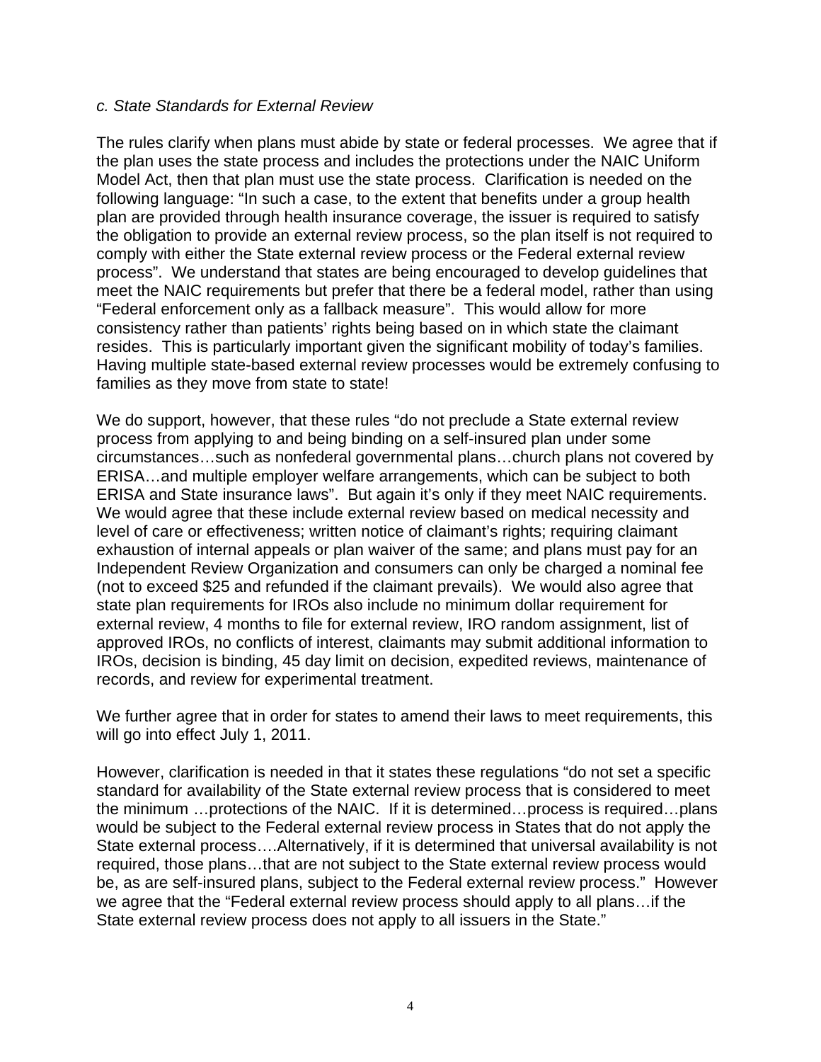*c. State Standards for External Review*

The rules clarify when plans must abide by state or federal processes. We agree that if the plan uses the state process and includes the protections under the NAIC Uniform Model Act, then that plan must use the state process. Clarification is needed on the following language: "In such a case, to the extent that benefits under a group health plan are provided through health insurance coverage, the issuer is required to satisfy the obligation to provide an external review process, so the plan itself is not required to comply with either the State external review process or the Federal external review process". We understand that states are being encouraged to develop guidelines that meet the NAIC requirements but prefer that there be a federal model, rather than using "Federal enforcement only as a fallback measure". This would allow for more consistency rather than patients' rights being based on in which state the claimant resides. This is particularly important given the significant mobility of today's families. Having multiple state-based external review processes would be extremely confusing to families as they move from state to state!

We do support, however, that these rules "do not preclude a State external review process from applying to and being binding on a self-insured plan under some circumstances…such as nonfederal governmental plans…church plans not covered by ERISA…and multiple employer welfare arrangements, which can be subject to both ERISA and State insurance laws". But again it's only if they meet NAIC requirements. We would agree that these include external review based on medical necessity and level of care or effectiveness; written notice of claimant's rights; requiring claimant exhaustion of internal appeals or plan waiver of the same; and plans must pay for an Independent Review Organization and consumers can only be charged a nominal fee (not to exceed $25 and refunded if the claimant prevails). We would also agree that state plan requirements for IROs also include no minimum dollar requirement for external review, 4 months to file for external review, IRO random assignment, list of approved IROs, no conflicts of interest, claimants may submit additional information to IROs, decision is binding, 45 day limit on decision, expedited reviews, maintenance of records, and review for experimental treatment.

We further agree that in order for states to amend their laws to meet requirements, this will go into effect July 1, 2011.

However, clarification is needed in that it states these regulations "do not set a specific standard for availability of the State external review process that is considered to meet the minimum …protections of the NAIC. If it is determined…process is required…plans would be subject to the Federal external review process in States that do not apply the State external process….Alternatively, if it is determined that universal availability is not required, those plans…that are not subject to the State external review process would be, as are self-insured plans, subject to the Federal external review process." However we agree that the "Federal external review process should apply to all plans…if the State external review process does not apply to all issuers in the State."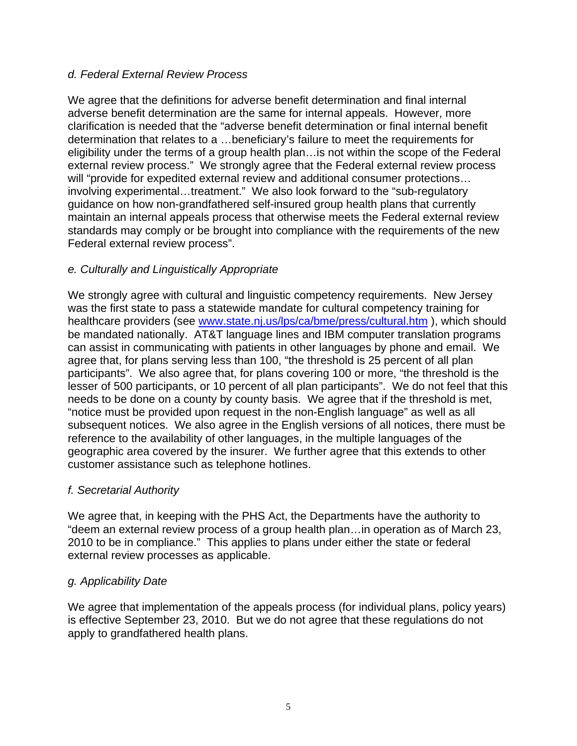*d. Federal External Review Process*

We agree that the definitions for adverse benefit determination and final internal adverse benefit determination are the same for internal appeals. However, more clarification is needed that the "adverse benefit determination or final internal benefit determination that relates to a …beneficiary's failure to meet the requirements for eligibility under the terms of a group health plan…is not within the scope of the Federal external review process." We strongly agree that the Federal external review process will "provide for expedited external review and additional consumer protections… involving experimental…treatment." We also look forward to the "sub-regulatory guidance on how non-grandfathered self-insured group health plans that currently maintain an internal appeals process that otherwise meets the Federal external review standards may comply or be brought into compliance with the requirements of the new Federal external review process".

*e. Culturally and Linguistically Appropriate*

We strongly agree with cultural and linguistic competency requirements. New Jersey was the first state to pass a statewide mandate for cultural competency training for healthcare providers (see [www.state.nj.us/lps/ca/bme/press/cultural.htm](www.state.nj.us/lps/ca/bme/press/cultural.htm) ), which should be mandated nationally. AT&T language lines and IBM computer translation programs can assist in communicating with patients in other languages by phone and email. We agree that, for plans serving less than 100, "the threshold is 25 percent of all plan participants". We also agree that, for plans covering 100 or more, "the threshold is the lesser of 500 participants, or 10 percent of all plan participants". We do not feel that this needs to be done on a county by county basis. We agree that if the threshold is met, "notice must be provided upon request in the non-English language" as well as all subsequent notices. We also agree in the English versions of all notices, there must be reference to the availability of other languages, in the multiple languages of the geographic area covered by the insurer. We further agree that this extends to other customer assistance such as telephone hotlines.

*f. Secretarial Authority*

We agree that, in keeping with the PHS Act, the Departments have the authority to "deem an external review process of a group health plan…in operation as of March 23, 2010 to be in compliance." This applies to plans under either the state or federal external review processes as applicable.

*g. Applicability Date*

We agree that implementation of the appeals process (for individual plans, policy years) is effective September 23, 2010. But we do not agree that these regulations do not apply to grandfathered health plans.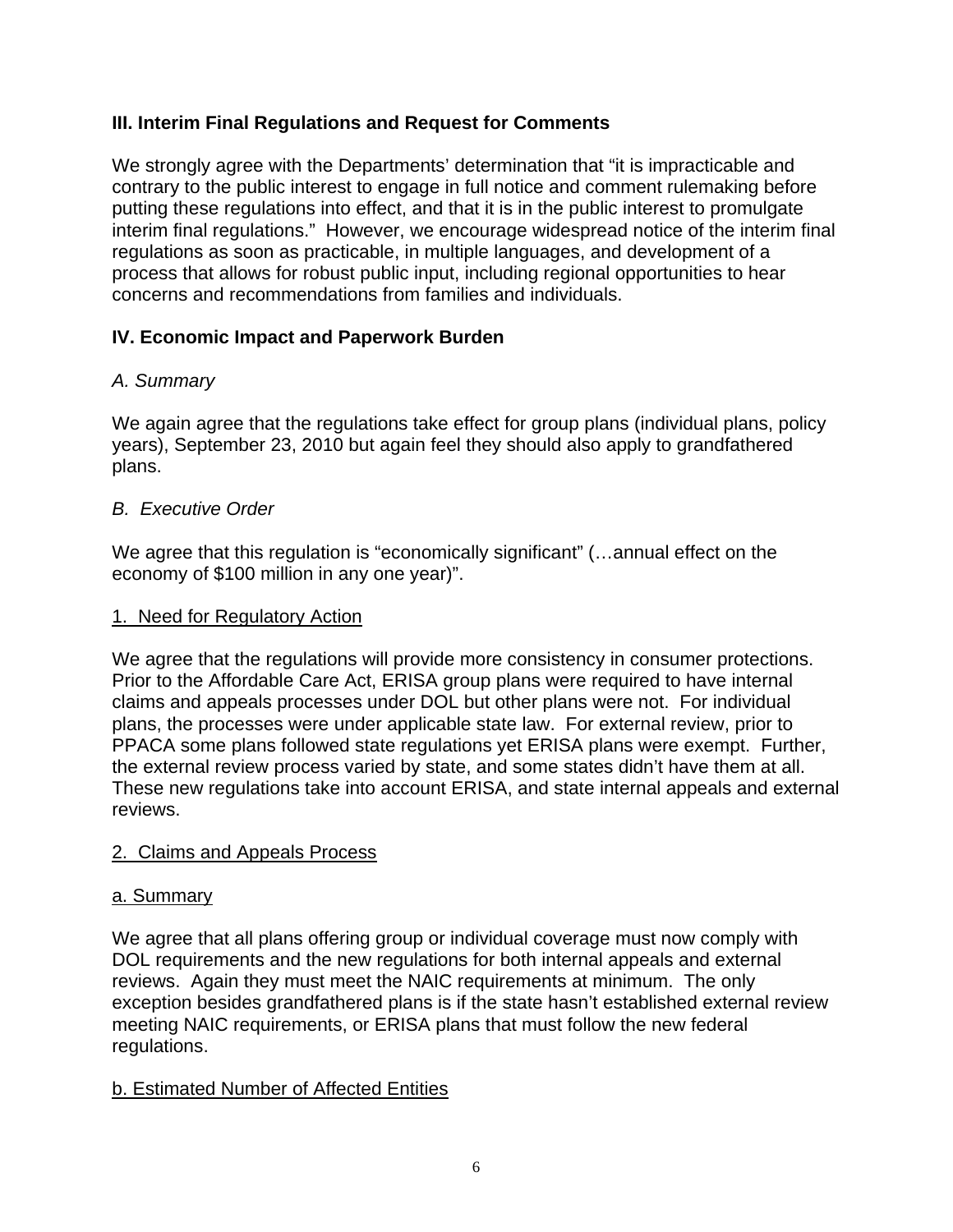## III. Interim Final Regulations and Request for Comments

We strongly agree with the Departments' determination that "it is impracticable and contrary to the public interest to engage in full notice and comment rulemaking before putting these regulations into effect, and that it is in the public interest to promulgate interim final regulations." However, we encourage widespread notice of the interim final regulations as soon as practicable, in multiple languages, and development of a process that allows for robust public input, including regional opportunities to hear concerns and recommendations from families and individuals.

## IV. Economic Impact and Paperwork Burden

### *A. Summary*

We again agree that the regulations take effect for group plans (individual plans, policy years), September 23, 2010 but again feel they should also apply to grandfathered plans.

### *B. Executive Order*

We agree that this regulation is "economically significant" (…annual effect on the economy of $100 million in any one year)".

<u>1. Need for Regulatory Action</u>

We agree that the regulations will provide more consistency in consumer protections. Prior to the Affordable Care Act, ERISA group plans were required to have internal claims and appeals processes under DOL but other plans were not. For individual plans, the processes were under applicable state law. For external review, prior to PPACA some plans followed state regulations yet ERISA plans were exempt. Further, the external review process varied by state, and some states didn't have them at all. These new regulations take into account ERISA, and state internal appeals and external reviews.

<u>2. Claims and Appeals Process</u>

<u>a. Summary</u>

We agree that all plans offering group or individual coverage must now comply with DOL requirements and the new regulations for both internal appeals and external reviews. Again they must meet the NAIC requirements at minimum. The only exception besides grandfathered plans is if the state hasn't established external review meeting NAIC requirements, or ERISA plans that must follow the new federal regulations.

<u>b. Estimated Number of Affected Entities</u>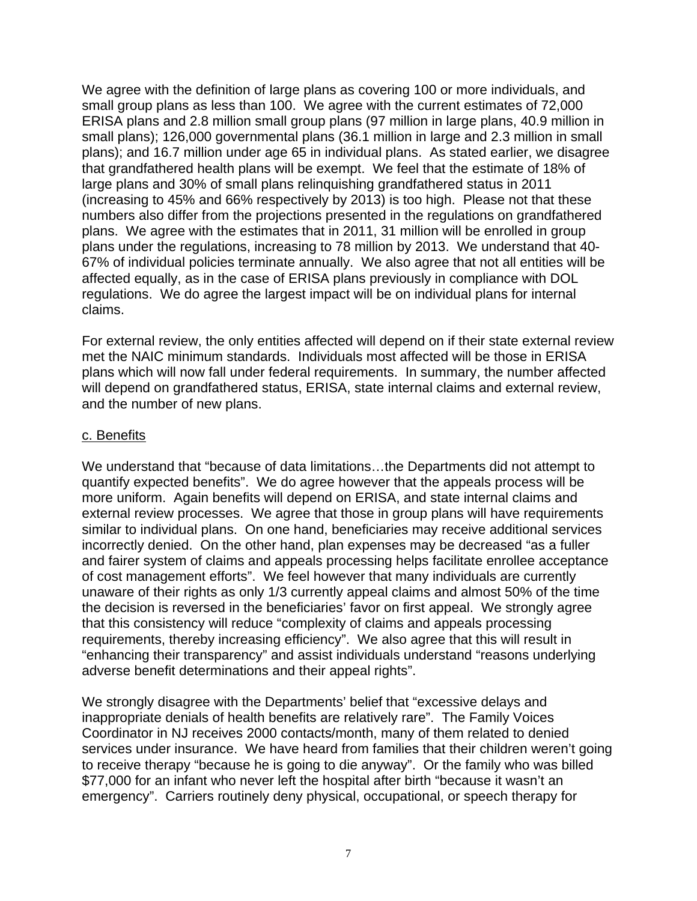We agree with the definition of large plans as covering 100 or more individuals, and small group plans as less than 100. We agree with the current estimates of 72,000 ERISA plans and 2.8 million small group plans (97 million in large plans, 40.9 million in small plans); 126,000 governmental plans (36.1 million in large and 2.3 million in small plans); and 16.7 million under age 65 in individual plans. As stated earlier, we disagree that grandfathered health plans will be exempt. We feel that the estimate of 18% of large plans and 30% of small plans relinquishing grandfathered status in 2011 (increasing to 45% and 66% respectively by 2013) is too high. Please not that these numbers also differ from the projections presented in the regulations on grandfathered plans. We agree with the estimates that in 2011, 31 million will be enrolled in group plans under the regulations, increasing to 78 million by 2013. We understand that 40-67% of individual policies terminate annually. We also agree that not all entities will be affected equally, as in the case of ERISA plans previously in compliance with DOL regulations. We do agree the largest impact will be on individual plans for internal claims.

For external review, the only entities affected will depend on if their state external review met the NAIC minimum standards. Individuals most affected will be those in ERISA plans which will now fall under federal requirements. In summary, the number affected will depend on grandfathered status, ERISA, state internal claims and external review, and the number of new plans.

c. Benefits

We understand that "because of data limitations…the Departments did not attempt to quantify expected benefits". We do agree however that the appeals process will be more uniform. Again benefits will depend on ERISA, and state internal claims and external review processes. We agree that those in group plans will have requirements similar to individual plans. On one hand, beneficiaries may receive additional services incorrectly denied. On the other hand, plan expenses may be decreased "as a fuller and fairer system of claims and appeals processing helps facilitate enrollee acceptance of cost management efforts". We feel however that many individuals are currently unaware of their rights as only 1/3 currently appeal claims and almost 50% of the time the decision is reversed in the beneficiaries' favor on first appeal. We strongly agree that this consistency will reduce "complexity of claims and appeals processing requirements, thereby increasing efficiency". We also agree that this will result in "enhancing their transparency" and assist individuals understand "reasons underlying adverse benefit determinations and their appeal rights".

We strongly disagree with the Departments' belief that "excessive delays and inappropriate denials of health benefits are relatively rare". The Family Voices Coordinator in NJ receives 2000 contacts/month, many of them related to denied services under insurance. We have heard from families that their children weren't going to receive therapy "because he is going to die anyway". Or the family who was billed $77,000 for an infant who never left the hospital after birth "because it wasn't an emergency". Carriers routinely deny physical, occupational, or speech therapy for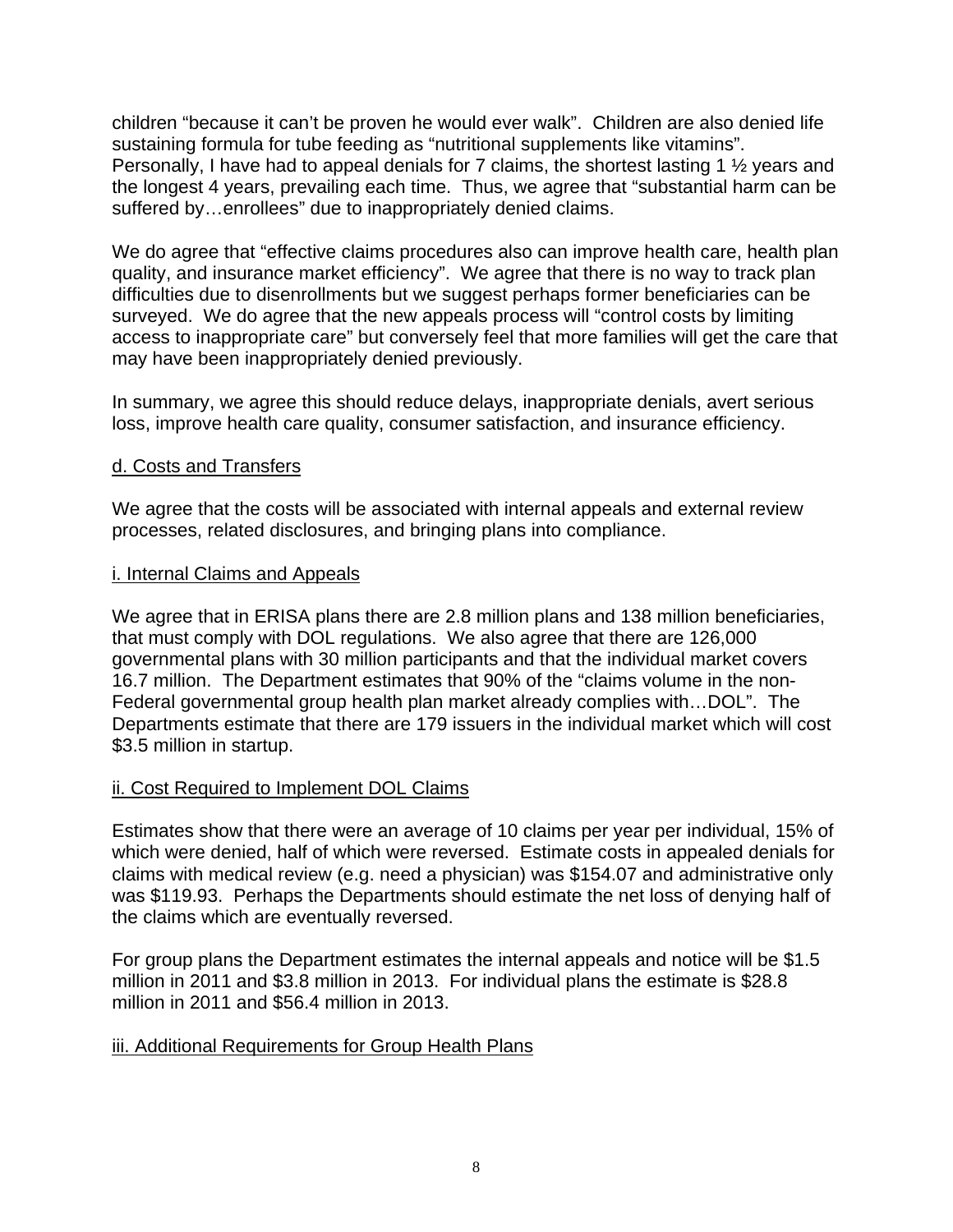children "because it can't be proven he would ever walk". Children are also denied life sustaining formula for tube feeding as "nutritional supplements like vitamins". Personally, I have had to appeal denials for 7 claims, the shortest lasting 1 ½ years and the longest 4 years, prevailing each time. Thus, we agree that "substantial harm can be suffered by…enrollees" due to inappropriately denied claims.

We do agree that "effective claims procedures also can improve health care, health plan quality, and insurance market efficiency". We agree that there is no way to track plan difficulties due to disenrollments but we suggest perhaps former beneficiaries can be surveyed. We do agree that the new appeals process will "control costs by limiting access to inappropriate care" but conversely feel that more families will get the care that may have been inappropriately denied previously.

In summary, we agree this should reduce delays, inappropriate denials, avert serious loss, improve health care quality, consumer satisfaction, and insurance efficiency.

<u>d. Costs and Transfers</u>

We agree that the costs will be associated with internal appeals and external review processes, related disclosures, and bringing plans into compliance.

<u>i. Internal Claims and Appeals</u>

We agree that in ERISA plans there are 2.8 million plans and 138 million beneficiaries, that must comply with DOL regulations. We also agree that there are 126,000 governmental plans with 30 million participants and that the individual market covers 16.7 million. The Department estimates that 90% of the "claims volume in the non-Federal governmental group health plan market already complies with…DOL". The Departments estimate that there are 179 issuers in the individual market which will cost $3.5 million in startup.

<u>ii. Cost Required to Implement DOL Claims</u>

Estimates show that there were an average of 10 claims per year per individual, 15% of which were denied, half of which were reversed. Estimate costs in appealed denials for claims with medical review (e.g. need a physician) was $154.07 and administrative only was $119.93. Perhaps the Departments should estimate the net loss of denying half of the claims which are eventually reversed.

For group plans the Department estimates the internal appeals and notice will be $1.5 million in 2011 and $3.8 million in 2013. For individual plans the estimate is $28.8 million in 2011 and $56.4 million in 2013.

<u>iii. Additional Requirements for Group Health Plans</u>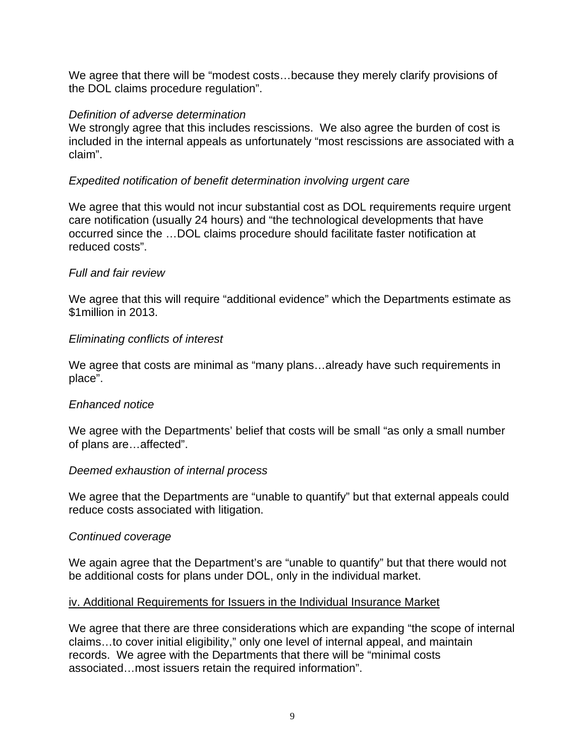We agree that there will be "modest costs…because they merely clarify provisions of the DOL claims procedure regulation".

*Definition of adverse determination*

We strongly agree that this includes rescissions. We also agree the burden of cost is included in the internal appeals as unfortunately "most rescissions are associated with a claim".

*Expedited notification of benefit determination involving urgent care*

We agree that this would not incur substantial cost as DOL requirements require urgent care notification (usually 24 hours) and "the technological developments that have occurred since the …DOL claims procedure should facilitate faster notification at reduced costs".

*Full and fair review*

We agree that this will require "additional evidence" which the Departments estimate as $1million in 2013.

*Eliminating conflicts of interest*

We agree that costs are minimal as "many plans…already have such requirements in place".

*Enhanced notice*

We agree with the Departments' belief that costs will be small "as only a small number of plans are…affected".

*Deemed exhaustion of internal process*

We agree that the Departments are "unable to quantify" but that external appeals could reduce costs associated with litigation.

*Continued coverage*

We again agree that the Department's are "unable to quantify" but that there would not be additional costs for plans under DOL, only in the individual market.

<u>iv. Additional Requirements for Issuers in the Individual Insurance Market</u>

We agree that there are three considerations which are expanding "the scope of internal claims…to cover initial eligibility," only one level of internal appeal, and maintain records. We agree with the Departments that there will be "minimal costs associated…most issuers retain the required information".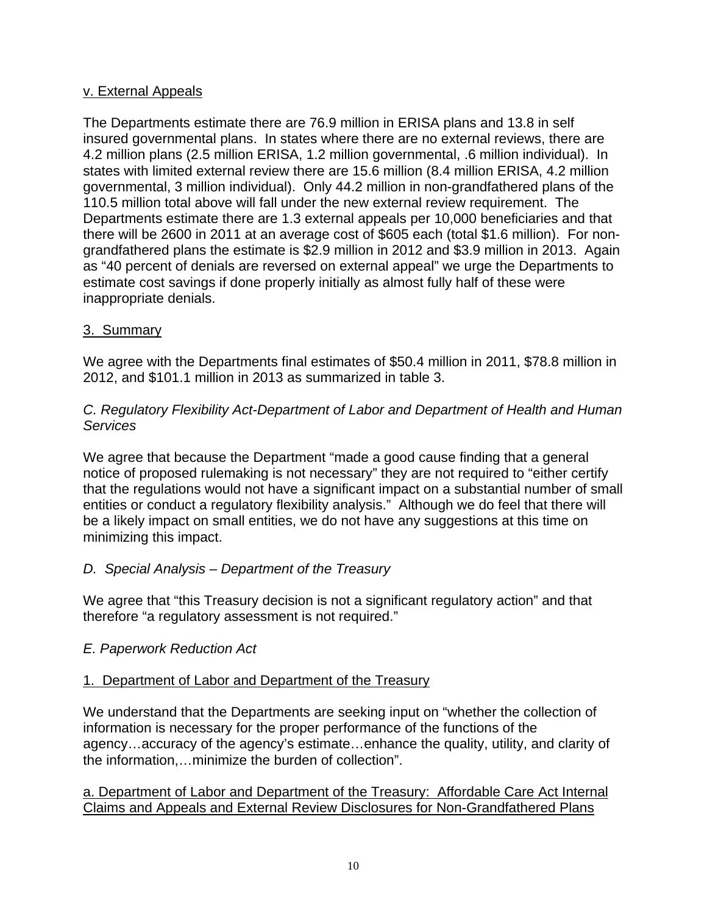v. External Appeals

The Departments estimate there are 76.9 million in ERISA plans and 13.8 in self insured governmental plans. In states where there are no external reviews, there are 4.2 million plans (2.5 million ERISA, 1.2 million governmental, .6 million individual). In states with limited external review there are 15.6 million (8.4 million ERISA, 4.2 million governmental, 3 million individual). Only 44.2 million in non-grandfathered plans of the 110.5 million total above will fall under the new external review requirement. The Departments estimate there are 1.3 external appeals per 10,000 beneficiaries and that there will be 2600 in 2011 at an average cost of $605 each (total $1.6 million). For non-grandfathered plans the estimate is $2.9 million in 2012 and $3.9 million in 2013. Again as "40 percent of denials are reversed on external appeal" we urge the Departments to estimate cost savings if done properly initially as almost fully half of these were inappropriate denials.

3. Summary

We agree with the Departments final estimates of $50.4 million in 2011, $78.8 million in 2012, and $101.1 million in 2013 as summarized in table 3.

*C. Regulatory Flexibility Act-Department of Labor and Department of Health and Human Services*

We agree that because the Department "made a good cause finding that a general notice of proposed rulemaking is not necessary" they are not required to "either certify that the regulations would not have a significant impact on a substantial number of small entities or conduct a regulatory flexibility analysis." Although we do feel that there will be a likely impact on small entities, we do not have any suggestions at this time on minimizing this impact.

*D. Special Analysis – Department of the Treasury*

We agree that "this Treasury decision is not a significant regulatory action" and that therefore "a regulatory assessment is not required."

*E. Paperwork Reduction Act*

1. Department of Labor and Department of the Treasury

We understand that the Departments are seeking input on "whether the collection of information is necessary for the proper performance of the functions of the agency…accuracy of the agency's estimate…enhance the quality, utility, and clarity of the information,…minimize the burden of collection".

a. Department of Labor and Department of the Treasury: Affordable Care Act Internal Claims and Appeals and External Review Disclosures for Non-Grandfathered Plans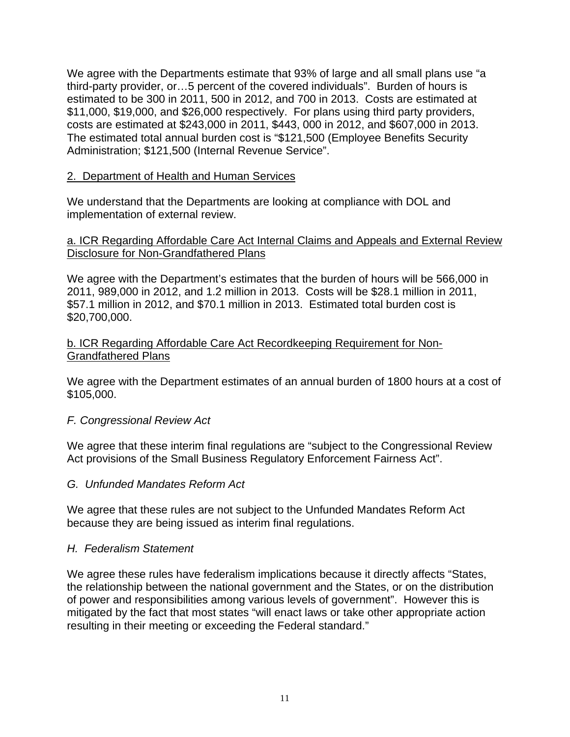We agree with the Departments estimate that 93% of large and all small plans use "a third-party provider, or…5 percent of the covered individuals". Burden of hours is estimated to be 300 in 2011, 500 in 2012, and 700 in 2013. Costs are estimated at $11,000, $19,000, and $26,000 respectively. For plans using third party providers, costs are estimated at $243,000 in 2011, $443, 000 in 2012, and $607,000 in 2013. The estimated total annual burden cost is "$121,500 (Employee Benefits Security Administration; $121,500 (Internal Revenue Service".

<u>2. Department of Health and Human Services</u>

We understand that the Departments are looking at compliance with DOL and implementation of external review.

<u>a. ICR Regarding Affordable Care Act Internal Claims and Appeals and External Review Disclosure for Non-Grandfathered Plans</u>

We agree with the Department's estimates that the burden of hours will be 566,000 in 2011, 989,000 in 2012, and 1.2 million in 2013. Costs will be $28.1 million in 2011, $57.1 million in 2012, and $70.1 million in 2013. Estimated total burden cost is $20,700,000.

<u>b. ICR Regarding Affordable Care Act Recordkeeping Requirement for Non-Grandfathered Plans</u>

We agree with the Department estimates of an annual burden of 1800 hours at a cost of $105,000.

*F. Congressional Review Act*

We agree that these interim final regulations are "subject to the Congressional Review Act provisions of the Small Business Regulatory Enforcement Fairness Act".

*G. Unfunded Mandates Reform Act*

We agree that these rules are not subject to the Unfunded Mandates Reform Act because they are being issued as interim final regulations.

*H. Federalism Statement*

We agree these rules have federalism implications because it directly affects "States, the relationship between the national government and the States, or on the distribution of power and responsibilities among various levels of government". However this is mitigated by the fact that most states "will enact laws or take other appropriate action resulting in their meeting or exceeding the Federal standard."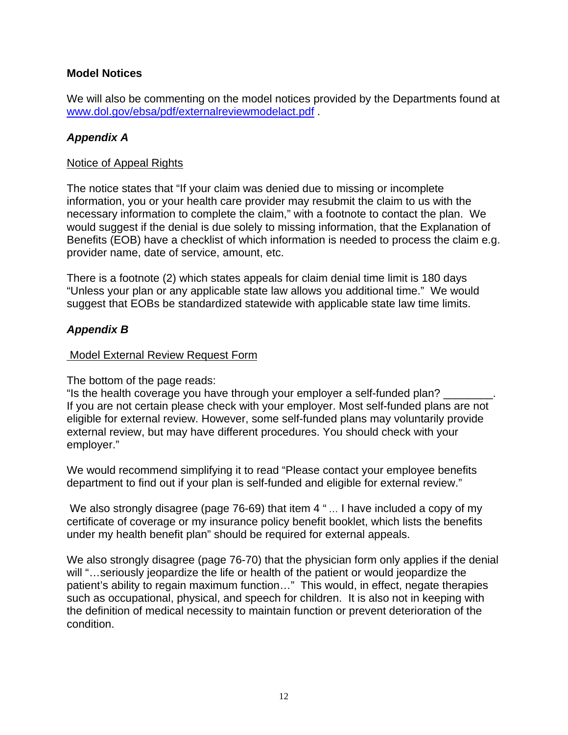**Model Notices**

We will also be commenting on the model notices provided by the Departments found at [www.dol.gov/ebsa/pdf/externalreviewmodelact.pdf](www.dol.gov/ebsa/pdf/externalreviewmodelact.pdf) .

***Appendix A***

Notice of Appeal Rights

The notice states that "If your claim was denied due to missing or incomplete information, you or your health care provider may resubmit the claim to us with the necessary information to complete the claim," with a footnote to contact the plan. We would suggest if the denial is due solely to missing information, that the Explanation of Benefits (EOB) have a checklist of which information is needed to process the claim e.g. provider name, date of service, amount, etc.

There is a footnote (2) which states appeals for claim denial time limit is 180 days "Unless your plan or any applicable state law allows you additional time." We would suggest that EOBs be standardized statewide with applicable state law time limits.

***Appendix B***

Model External Review Request Form

The bottom of the page reads:
"Is the health coverage you have through your employer a self-funded plan? ________. If you are not certain please check with your employer. Most self-funded plans are not eligible for external review. However, some self-funded plans may voluntarily provide external review, but may have different procedures. You should check with your employer."

We would recommend simplifying it to read "Please contact your employee benefits department to find out if your plan is self-funded and eligible for external review."

We also strongly disagree (page 76-69) that item 4 " ... I have included a copy of my certificate of coverage or my insurance policy benefit booklet, which lists the benefits under my health benefit plan" should be required for external appeals.

We also strongly disagree (page 76-70) that the physician form only applies if the denial will "…seriously jeopardize the life or health of the patient or would jeopardize the patient's ability to regain maximum function…" This would, in effect, negate therapies such as occupational, physical, and speech for children. It is also not in keeping with the definition of medical necessity to maintain function or prevent deterioration of the condition.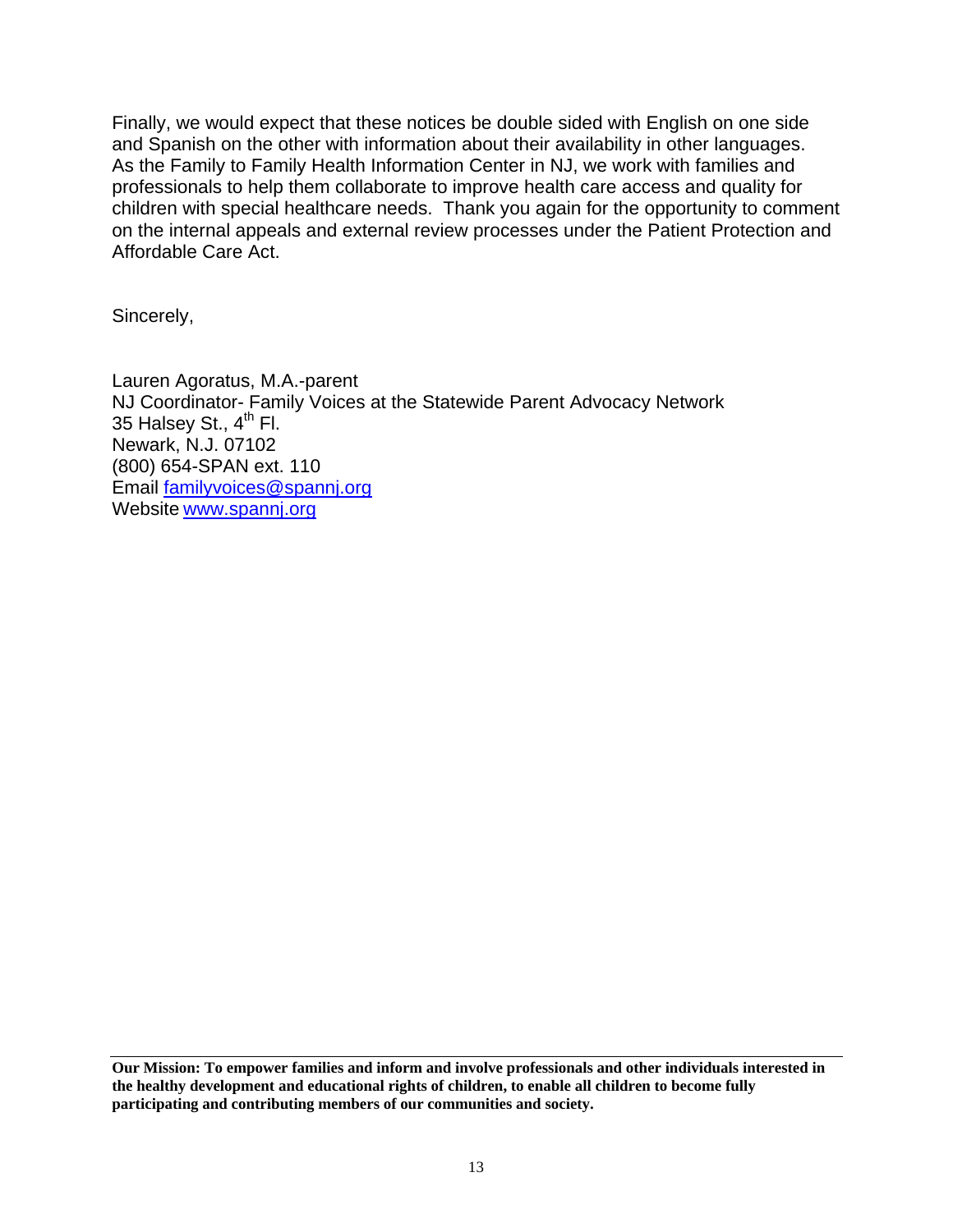Finally, we would expect that these notices be double sided with English on one side and Spanish on the other with information about their availability in other languages. As the Family to Family Health Information Center in NJ, we work with families and professionals to help them collaborate to improve health care access and quality for children with special healthcare needs. Thank you again for the opportunity to comment on the internal appeals and external review processes under the Patient Protection and Affordable Care Act.

Sincerely,

Lauren Agoratus, M.A.-parent
NJ Coordinator- Family Voices at the Statewide Parent Advocacy Network
35 Halsey St., 4th Fl.
Newark, N.J. 07102
(800) 654-SPAN ext. 110
Email familyvoices@spannj.org
Website www.spannj.org

**Our Mission: To empower families and inform and involve professionals and other individuals interested in the healthy development and educational rights of children, to enable all children to become fully participating and contributing members of our communities and society.**